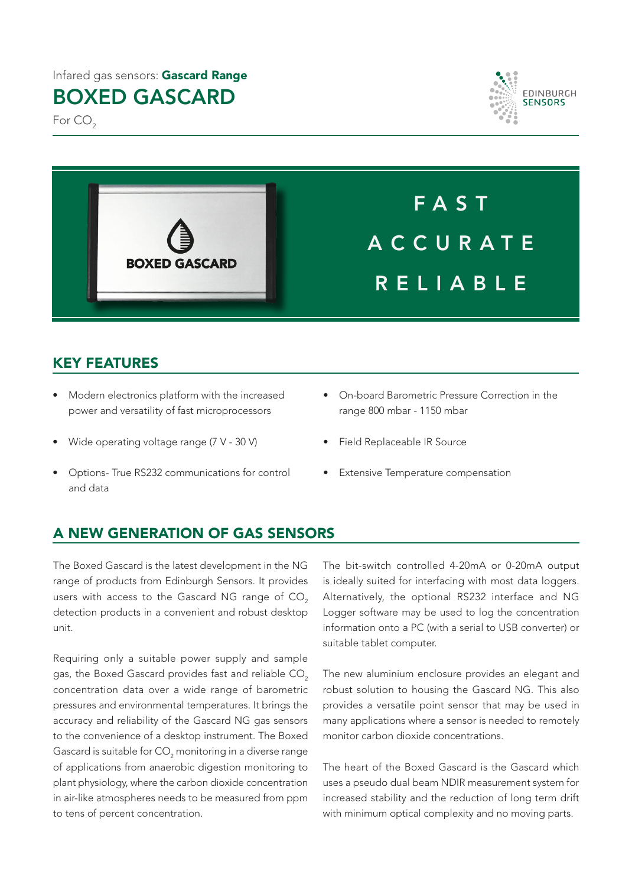Infared gas sensors: **Gascard Range**

# BOXED GASCARD

For $CO_2$

FAST

ACCURATE

RELIABLE

## KEY FEATURES

- Modern electronics platform with the increased power and versatility of fast microprocessors
- Wide operating voltage range (7 V - 30 V)
- Options- True RS232 communications for control and data
- On-board Barometric Pressure Correction in the range 800 mbar - 1150 mbar
- Field Replaceable IR Source
- Extensive Temperature compensation

## A NEW GENERATION OF GAS SENSORS

The Boxed Gascard is the latest development in the NG range of products from Edinburgh Sensors. It provides users with access to the Gascard NG range of $CO_2$ detection products in a convenient and robust desktop unit.

Requiring only a suitable power supply and sample gas, the Boxed Gascard provides fast and reliable $CO_2$ concentration data over a wide range of barometric pressures and environmental temperatures. It brings the accuracy and reliability of the Gascard NG gas sensors to the convenience of a desktop instrument. The Boxed Gascard is suitable for $CO_2$ monitoring in a diverse range of applications from anaerobic digestion monitoring to plant physiology, where the carbon dioxide concentration in air-like atmospheres needs to be measured from ppm to tens of percent concentration.

The bit-switch controlled 4-20mA or 0-20mA output is ideally suited for interfacing with most data loggers. Alternatively, the optional RS232 interface and NG Logger software may be used to log the concentration information onto a PC (with a serial to USB converter) or suitable tablet computer.

The new aluminium enclosure provides an elegant and robust solution to housing the Gascard NG. This also provides a versatile point sensor that may be used in many applications where a sensor is needed to remotely monitor carbon dioxide concentrations.

The heart of the Boxed Gascard is the Gascard which uses a pseudo dual beam NDIR measurement system for increased stability and the reduction of long term drift with minimum optical complexity and no moving parts.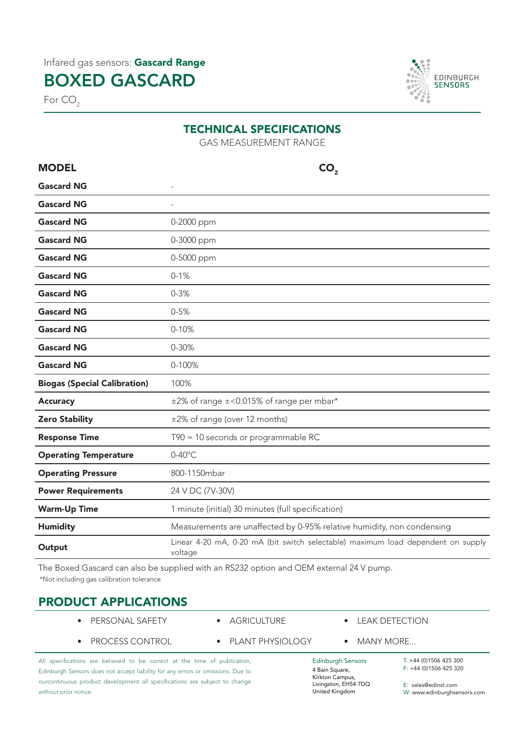Infared gas sensors: **Gascard Range**

# BOXED GASCARD

For $CO_2$

## TECHNICAL SPECIFICATIONS

GAS MEASUREMENT RANGE

| MODEL | $CO_2$ |
|---|---|
| **Gascard NG** | - |
| **Gascard NG** | - |
| **Gascard NG** | 0-2000 ppm |
| **Gascard NG** | 0-3000 ppm |
| **Gascard NG** | 0-5000 ppm |
| **Gascard NG** | 0-1% |
| **Gascard NG** | 0-3% |
| **Gascard NG** | 0-5% |
| **Gascard NG** | 0-10% |
| **Gascard NG** | 0-30% |
| **Gascard NG** | 0-100% |
| **Biogas (Special Calibration)** | 100% |
| **Accuracy** | ±2% of range ±<0.015% of range per mbar* |
| **Zero Stability** | ±2% of range (over 12 months) |
| **Response Time** | T90 = 10 seconds or programmable RC |
| **Operating Temperature** | 0-40°C |
| **Operating Pressure** | 800-1150mbar |
| **Power Requirements** | 24 V DC (7V-30V) |
| **Warm-Up Time** | 1 minute (initial) 30 minutes (full specification) |
| **Humidity** | Measurements are unaffected by 0-95% relative humidity, non condensing |
| **Output** | Linear 4-20 mA, 0-20 mA (bit switch selectable) maximum load dependent on supply voltage |

The Boxed Gascard can also be supplied with an RS232 option and OEM external 24 V pump.

*Not including gas calibration tolerance

## PRODUCT APPLICATIONS

- PERSONAL SAFETY
- AGRICULTURE
- LEAK DETECTION
- PROCESS CONTROL
- PLANT PHYSIOLOGY
- MANY MORE...

All specifications are believed to be correct at the time of publication, Edinburgh Sensors does not accept liability for any errors or omissions. Due to ourcontinuous product development all specifications are subject to change without prior notice.

Edinburgh Sensors
4 Bain Square,
Kirkton Campus,
Livingston, EH54 7DQ
United Kingdom

T: +44 (0)1506 425 300
F: +44 (0)1506 425 320

E: sales@edinst.com
W: www.edinburghsensors.com